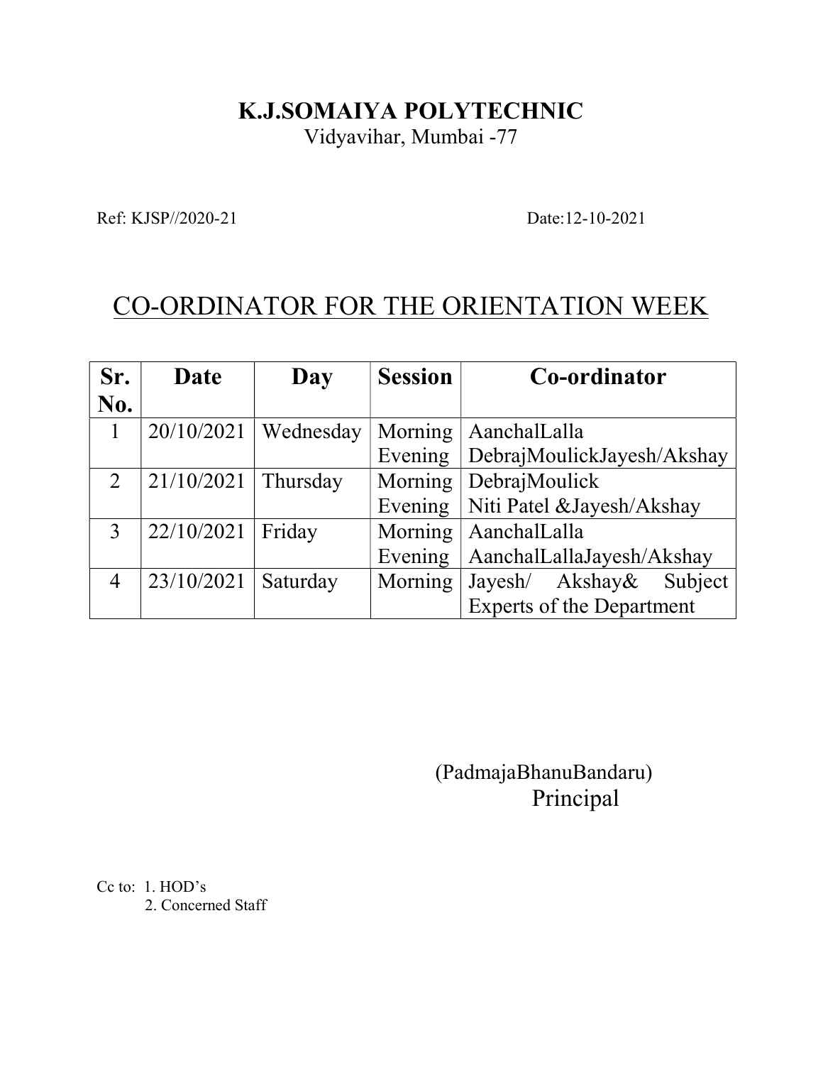# K.J.SOMAIYA POLYTECHNIC

Vidyavihar, Mumbai -77

Ref: KJSP//2020-21 Date:12-10-2021

## CO-ORDINATOR FOR THE ORIENTATION WEEK

| Sr. No. | Date | Day | Session | Co-ordinator |
|---|---|---|---|---|
| 1 | 20/10/2021 | Wednesday | Morning | AanchalLalla |
| | | | Evening | DebrajMoulickJayesh/Akshay |
| 2 | 21/10/2021 | Thursday | Morning | DebrajMoulick |
| | | | Evening | Niti Patel &Jayesh/Akshay |
| 3 | 22/10/2021 | Friday | Morning | AanchalLalla |
| | | | Evening | AanchalLallaJayesh/Akshay |
| 4 | 23/10/2021 | Saturday | Morning | Jayesh/ Akshay& Subject Experts of the Department |

(PadmajaBhanuBandaru)
Principal

Cc to: 1. HOD's
2. Concerned Staff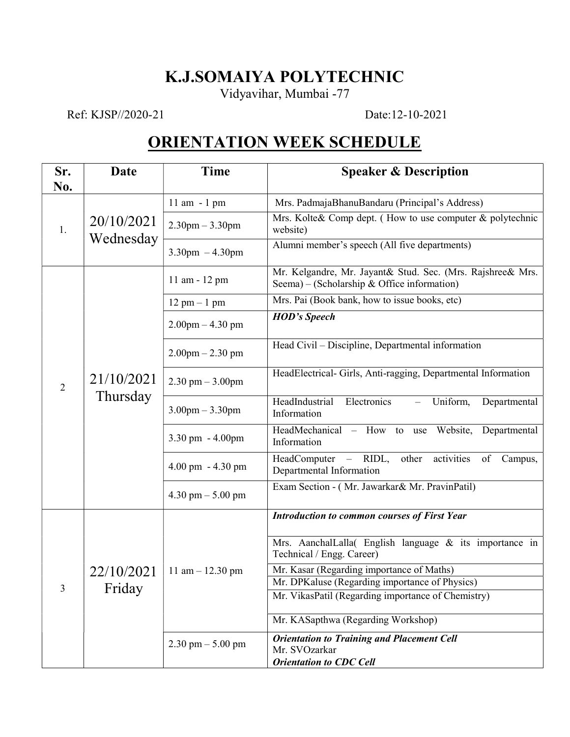# K.J.SOMAIYA POLYTECHNIC

Vidyavihar, Mumbai -77

Ref: KJSP//2020-21 Date:12-10-2021

## ORIENTATION WEEK SCHEDULE

| Sr. No. | Date | Time | Speaker & Description |
|---|---|---|---|
| 1. | 20/10/2021 Wednesday | 11 am - 1 pm | Mrs. PadmajaBhanuBandaru (Principal's Address) |
| | | 2.30pm – 3.30pm | Mrs. Kolte& Comp dept. ( How to use computer & polytechnic website) |
| | | 3.30pm – 4.30pm | Alumni member's speech (All five departments) |
| 2 | 21/10/2021 Thursday | 11 am - 12 pm | Mr. Kelgandre, Mr. Jayant& Stud. Sec. (Mrs. Rajshree& Mrs. Seema) – (Scholarship & Office information) |
| | | 12 pm – 1 pm | Mrs. Pai (Book bank, how to issue books, etc) |
| | | 2.00pm – 4.30 pm | ***HOD's Speech*** |
| | | 2.00pm – 2.30 pm | Head Civil – Discipline, Departmental information |
| | | 2.30 pm – 3.00pm | HeadElectrical- Girls, Anti-ragging, Departmental Information |
| | | 3.00pm – 3.30pm | HeadIndustrial Electronics – Uniform, Departmental Information |
| | | 3.30 pm - 4.00pm | HeadMechanical – How to use Website, Departmental Information |
| | | 4.00 pm - 4.30 pm | HeadComputer – RIDL, other activities of Campus, Departmental Information |
| | | 4.30 pm – 5.00 pm | Exam Section - ( Mr. Jawarkar& Mr. PravinPatil) |
| 3 | 22/10/2021 Friday | 11 am – 12.30 pm | ***Introduction to common courses of First Year*** |
| | | | Mrs. AanchalLalla( English language & its importance in Technical / Engg. Career) |
| | | | Mr. Kasar (Regarding importance of Maths) |
| | | | Mr. DPKaluse (Regarding importance of Physics) |
| | | | Mr. VikasPatil (Regarding importance of Chemistry) |
| | | | Mr. KASapthwa (Regarding Workshop) |
| | | 2.30 pm – 5.00 pm | ***Orientation to Training and Placement Cell*** Mr. SVOzarkar ***Orientation to CDC Cell*** |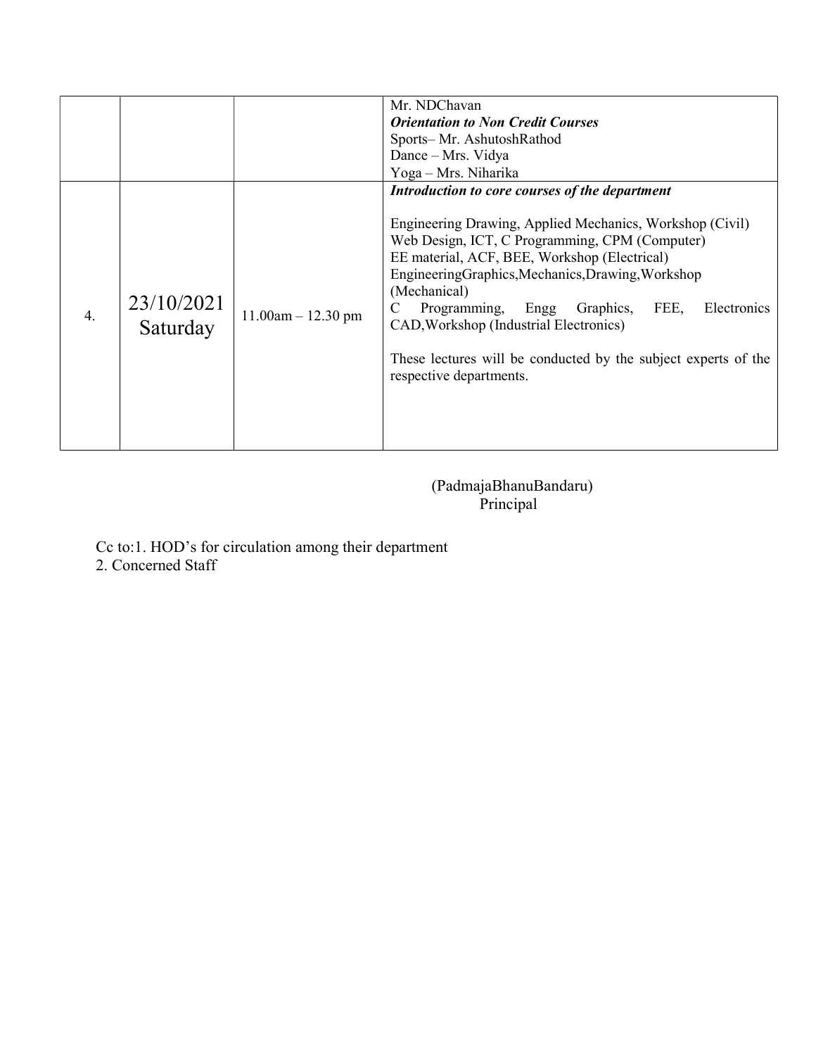| | | | |
|---|---|---|---|
| | | | Mr. NDChavan<br>***Orientation to Non Credit Courses***<br>Sports– Mr. AshutoshRathod<br>Dance – Mrs. Vidya<br>Yoga – Mrs. Niharika |
| 4. | 23/10/2021 Saturday | 11.00am – 12.30 pm | ***Introduction to core courses of the department***<br><br>Engineering Drawing, Applied Mechanics, Workshop (Civil)<br>Web Design, ICT, C Programming, CPM (Computer)<br>EE material, ACF, BEE, Workshop (Electrical)<br>EngineeringGraphics,Mechanics,Drawing,Workshop (Mechanical)<br>C Programming, Engg Graphics, FEE, Electronics CAD,Workshop (Industrial Electronics)<br><br>These lectures will be conducted by the subject experts of the respective departments. |

(PadmajaBhanuBandaru)
Principal

Cc to:1. HOD's for circulation among their department
2. Concerned Staff